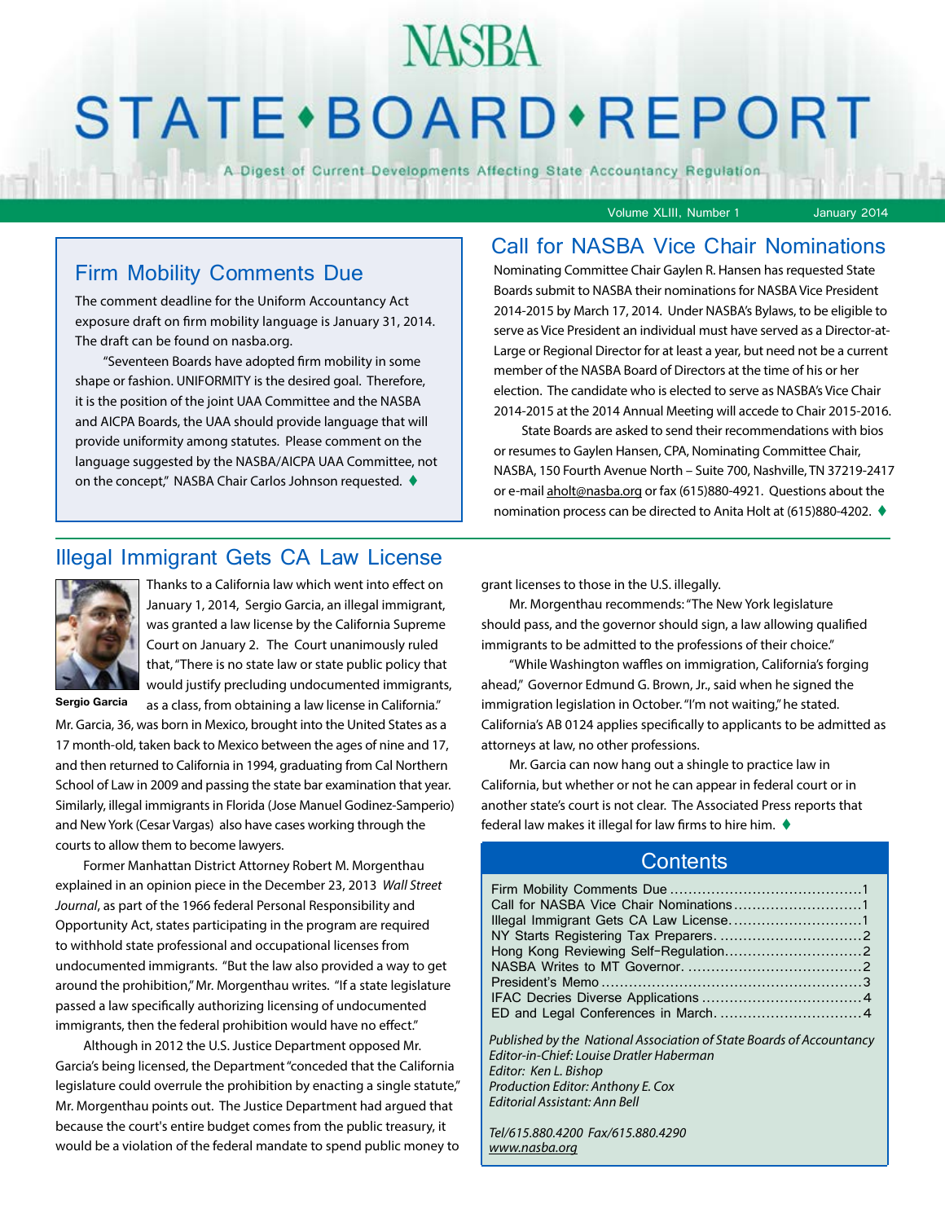# NASBA STATE • BOARD • REPORT

A Digest of Current Developments Affecting State Accountancy Regulation

Volume XLIII, Number 1 January 2014

## Firm Mobility Comments Due

The comment deadline for the Uniform Accountancy Act exposure draft on firm mobility language is January 31, 2014. The draft can be found on nasba.org.

"Seventeen Boards have adopted firm mobility in some shape or fashion. UNIFORMITY is the desired goal. Therefore, it is the position of the joint UAA Committee and the NASBA and AICPA Boards, the UAA should provide language that will provide uniformity among statutes. Please comment on the language suggested by the NASBA/AICPA UAA Committee, not on the concept," NASBA Chair Carlos Johnson requested. ♦

## Call for NASBA Vice Chair Nominations

Nominating Committee Chair Gaylen R. Hansen has requested State Boards submit to NASBA their nominations for NASBA Vice President 2014-2015 by March 17, 2014. Under NASBA's Bylaws, to be eligible to serve as Vice President an individual must have served as a Director-at-Large or Regional Director for at least a year, but need not be a current member of the NASBA Board of Directors at the time of his or her election. The candidate who is elected to serve as NASBA's Vice Chair 2014-2015 at the 2014 Annual Meeting will accede to Chair 2015-2016.

State Boards are asked to send their recommendations with bios or resumes to Gaylen Hansen, CPA, Nominating Committee Chair, NASBA, 150 Fourth Avenue North – Suite 700, Nashville, TN 37219-2417 or e-mail aholt@nasba.org or fax (615)880-4921. Questions about the nomination process can be directed to Anita Holt at (615)880-4202. ♦

## Illegal Immigrant Gets CA Law License

Sergio Garcia

Thanks to a California law which went into effect on January 1, 2014, Sergio Garcia, an illegal immigrant, was granted a law license by the California Supreme Court on January 2. The Court unanimously ruled that, "There is no state law or state public policy that would justify precluding undocumented immigrants, as a class, from obtaining a law license in California."

Mr. Garcia, 36, was born in Mexico, brought into the United States as a 17 month-old, taken back to Mexico between the ages of nine and 17, and then returned to California in 1994, graduating from Cal Northern School of Law in 2009 and passing the state bar examination that year. Similarly, illegal immigrants in Florida (Jose Manuel Godinez-Samperio) and New York (Cesar Vargas) also have cases working through the courts to allow them to become lawyers.

Former Manhattan District Attorney Robert M. Morgenthau explained in an opinion piece in the December 23, 2013 *Wall Street Journal*, as part of the 1966 federal Personal Responsibility and Opportunity Act, states participating in the program are required to withhold state professional and occupational licenses from undocumented immigrants. "But the law also provided a way to get around the prohibition," Mr. Morgenthau writes. "If a state legislature passed a law specifically authorizing licensing of undocumented immigrants, then the federal prohibition would have no effect."

Although in 2012 the U.S. Justice Department opposed Mr. Garcia's being licensed, the Department "conceded that the California legislature could overrule the prohibition by enacting a single statute," Mr. Morgenthau points out. The Justice Department had argued that because the court's entire budget comes from the public treasury, it would be a violation of the federal mandate to spend public money to grant licenses to those in the U.S. illegally.

Mr. Morgenthau recommends: "The New York legislature should pass, and the governor should sign, a law allowing qualified immigrants to be admitted to the professions of their choice."

"While Washington waffles on immigration, California's forging ahead," Governor Edmund G. Brown, Jr., said when he signed the immigration legislation in October. "I'm not waiting," he stated. California's AB 0124 applies specifically to applicants to be admitted as attorneys at law, no other professions.

Mr. Garcia can now hang out a shingle to practice law in California, but whether or not he can appear in federal court or in another state's court is not clear. The Associated Press reports that federal law makes it illegal for law firms to hire him. ♦

## Contents

| | |
|---|---|
| Firm Mobility Comments Due | 1 |
| Call for NASBA Vice Chair Nominations | 1 |
| Illegal Immigrant Gets CA Law License | 1 |
| NY Starts Registering Tax Preparers | 2 |
| Hong Kong Reviewing Self-Regulation | 2 |
| NASBA Writes to MT Governor | 2 |
| President's Memo | 3 |
| IFAC Decries Diverse Applications | 4 |
| ED and Legal Conferences in March | 4 |

*Published by the National Association of State Boards of Accountancy*
*Editor-in-Chief: Louise Dratler Haberman*
*Editor: Ken L. Bishop*
*Production Editor: Anthony E. Cox*
*Editorial Assistant: Ann Bell*

*Tel/615.880.4200 Fax/615.880.4290*
*www.nasba.org*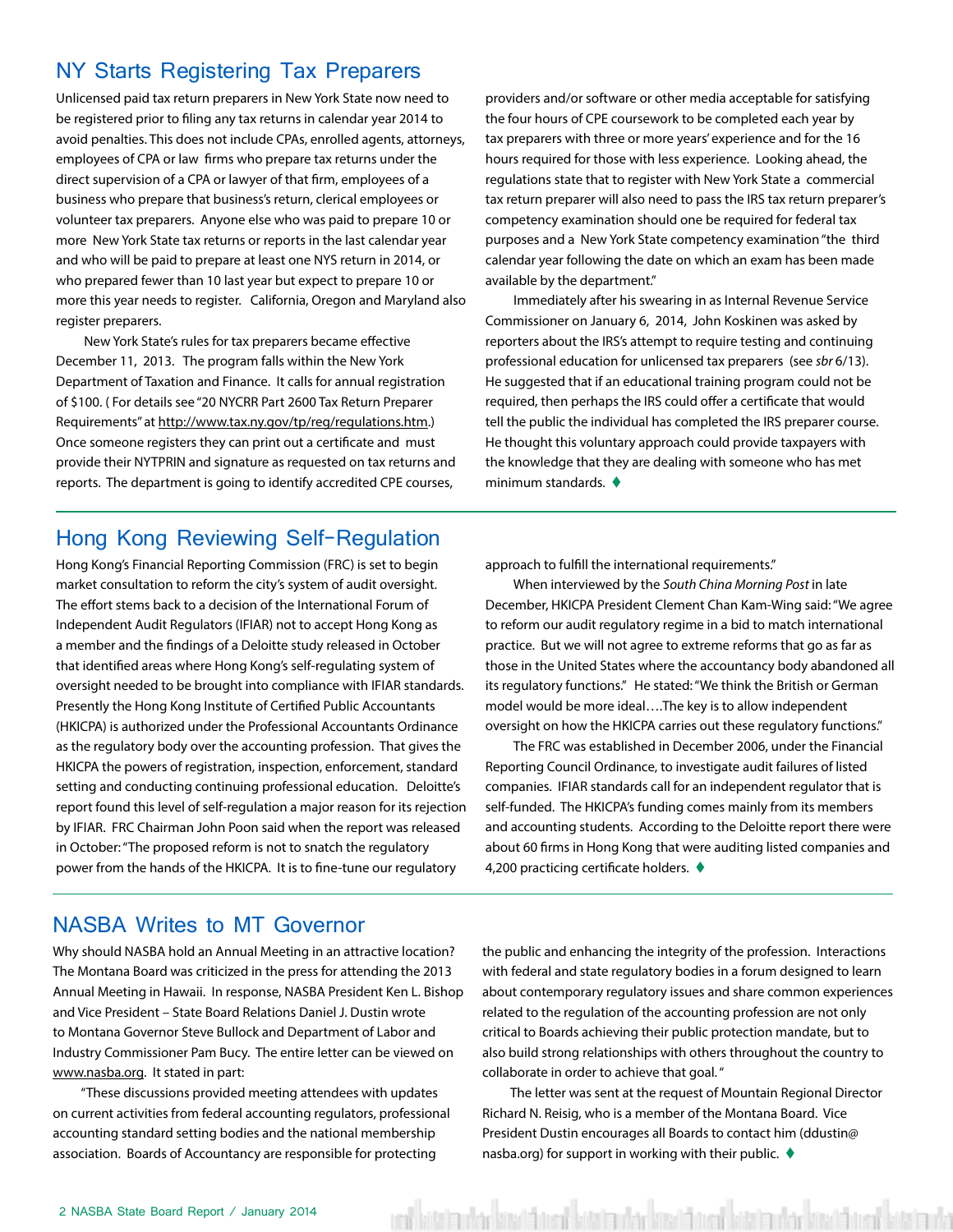## NY Starts Registering Tax Preparers

Unlicensed paid tax return preparers in New York State now need to be registered prior to filing any tax returns in calendar year 2014 to avoid penalties. This does not include CPAs, enrolled agents, attorneys, employees of CPA or law firms who prepare tax returns under the direct supervision of a CPA or lawyer of that firm, employees of a business who prepare that business's return, clerical employees or volunteer tax preparers. Anyone else who was paid to prepare 10 or more New York State tax returns or reports in the last calendar year and who will be paid to prepare at least one NYS return in 2014, or who prepared fewer than 10 last year but expect to prepare 10 or more this year needs to register. California, Oregon and Maryland also register preparers.

New York State's rules for tax preparers became effective December 11, 2013. The program falls within the New York Department of Taxation and Finance. It calls for annual registration of $100. ( For details see "20 NYCRR Part 2600 Tax Return Preparer Requirements" at http://www.tax.ny.gov/tp/reg/regulations.htm.) Once someone registers they can print out a certificate and must provide their NYTPRIN and signature as requested on tax returns and reports. The department is going to identify accredited CPE courses, providers and/or software or other media acceptable for satisfying the four hours of CPE coursework to be completed each year by tax preparers with three or more years' experience and for the 16 hours required for those with less experience. Looking ahead, the regulations state that to register with New York State a commercial tax return preparer will also need to pass the IRS tax return preparer's competency examination should one be required for federal tax purposes and a New York State competency examination "the third calendar year following the date on which an exam has been made available by the department."

Immediately after his swearing in as Internal Revenue Service Commissioner on January 6, 2014, John Koskinen was asked by reporters about the IRS's attempt to require testing and continuing professional education for unlicensed tax preparers (see *sbr* 6/13). He suggested that if an educational training program could not be required, then perhaps the IRS could offer a certificate that would tell the public the individual has completed the IRS preparer course. He thought this voluntary approach could provide taxpayers with the knowledge that they are dealing with someone who has met minimum standards. ♦

## Hong Kong Reviewing Self-Regulation

Hong Kong's Financial Reporting Commission (FRC) is set to begin market consultation to reform the city's system of audit oversight. The effort stems back to a decision of the International Forum of Independent Audit Regulators (IFIAR) not to accept Hong Kong as a member and the findings of a Deloitte study released in October that identified areas where Hong Kong's self-regulating system of oversight needed to be brought into compliance with IFIAR standards. Presently the Hong Kong Institute of Certified Public Accountants (HKICPA) is authorized under the Professional Accountants Ordinance as the regulatory body over the accounting profession. That gives the HKICPA the powers of registration, inspection, enforcement, standard setting and conducting continuing professional education. Deloitte's report found this level of self-regulation a major reason for its rejection by IFIAR. FRC Chairman John Poon said when the report was released in October: "The proposed reform is not to snatch the regulatory power from the hands of the HKICPA. It is to fine-tune our regulatory approach to fulfill the international requirements."

When interviewed by the *South China Morning Post* in late December, HKICPA President Clement Chan Kam-Wing said: "We agree to reform our audit regulatory regime in a bid to match international practice. But we will not agree to extreme reforms that go as far as those in the United States where the accountancy body abandoned all its regulatory functions." He stated: "We think the British or German model would be more ideal….The key is to allow independent oversight on how the HKICPA carries out these regulatory functions."

The FRC was established in December 2006, under the Financial Reporting Council Ordinance, to investigate audit failures of listed companies. IFIAR standards call for an independent regulator that is self-funded. The HKICPA's funding comes mainly from its members and accounting students. According to the Deloitte report there were about 60 firms in Hong Kong that were auditing listed companies and 4,200 practicing certificate holders. ♦

## NASBA Writes to MT Governor

Why should NASBA hold an Annual Meeting in an attractive location? The Montana Board was criticized in the press for attending the 2013 Annual Meeting in Hawaii. In response, NASBA President Ken L. Bishop and Vice President – State Board Relations Daniel J. Dustin wrote to Montana Governor Steve Bullock and Department of Labor and Industry Commissioner Pam Bucy. The entire letter can be viewed on www.nasba.org. It stated in part:

"These discussions provided meeting attendees with updates on current activities from federal accounting regulators, professional accounting standard setting bodies and the national membership association. Boards of Accountancy are responsible for protecting the public and enhancing the integrity of the profession. Interactions with federal and state regulatory bodies in a forum designed to learn about contemporary regulatory issues and share common experiences related to the regulation of the accounting profession are not only critical to Boards achieving their public protection mandate, but to also build strong relationships with others throughout the country to collaborate in order to achieve that goal."

The letter was sent at the request of Mountain Regional Director Richard N. Reisig, who is a member of the Montana Board. Vice President Dustin encourages all Boards to contact him (ddustin@nasba.org) for support in working with their public. ♦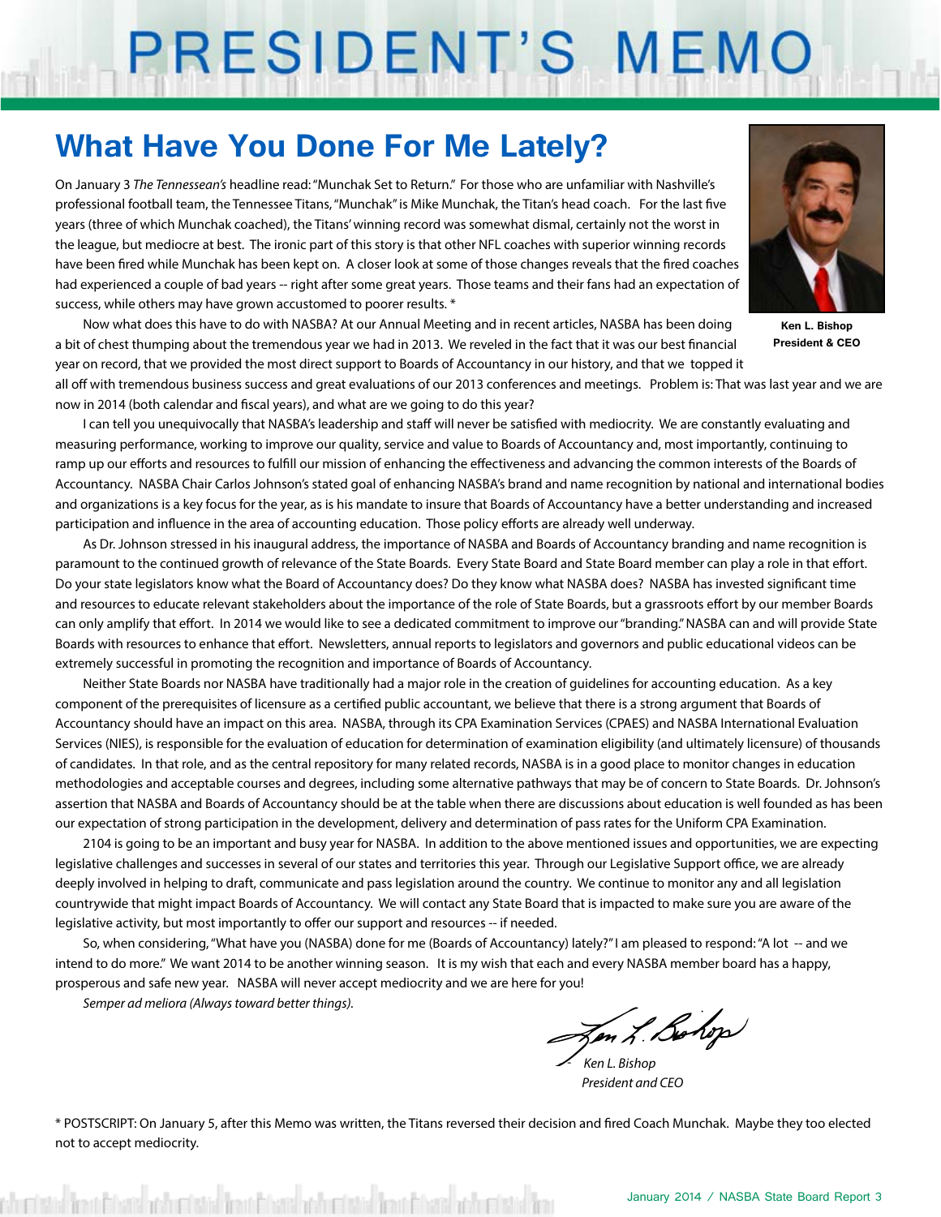# PRESIDENT'S MEMO

## What Have You Done For Me Lately?

Ken L. Bishop
President & CEO

On January 3 *The Tennessean's* headline read: "Munchak Set to Return." For those who are unfamiliar with Nashville's professional football team, the Tennessee Titans, "Munchak" is Mike Munchak, the Titan's head coach. For the last five years (three of which Munchak coached), the Titans' winning record was somewhat dismal, certainly not the worst in the league, but mediocre at best. The ironic part of this story is that other NFL coaches with superior winning records have been fired while Munchak has been kept on. A closer look at some of those changes reveals that the fired coaches had experienced a couple of bad years -- right after some great years. Those teams and their fans had an expectation of success, while others may have grown accustomed to poorer results. *

Now what does this have to do with NASBA? At our Annual Meeting and in recent articles, NASBA has been doing a bit of chest thumping about the tremendous year we had in 2013. We reveled in the fact that it was our best financial year on record, that we provided the most direct support to Boards of Accountancy in our history, and that we topped it all off with tremendous business success and great evaluations of our 2013 conferences and meetings. Problem is: That was last year and we are now in 2014 (both calendar and fiscal years), and what are we going to do this year?

I can tell you unequivocally that NASBA's leadership and staff will never be satisfied with mediocrity. We are constantly evaluating and measuring performance, working to improve our quality, service and value to Boards of Accountancy and, most importantly, continuing to ramp up our efforts and resources to fulfill our mission of enhancing the effectiveness and advancing the common interests of the Boards of Accountancy. NASBA Chair Carlos Johnson's stated goal of enhancing NASBA's brand and name recognition by national and international bodies and organizations is a key focus for the year, as is his mandate to insure that Boards of Accountancy have a better understanding and increased participation and influence in the area of accounting education. Those policy efforts are already well underway.

As Dr. Johnson stressed in his inaugural address, the importance of NASBA and Boards of Accountancy branding and name recognition is paramount to the continued growth of relevance of the State Boards. Every State Board and State Board member can play a role in that effort. Do your state legislators know what the Board of Accountancy does? Do they know what NASBA does? NASBA has invested significant time and resources to educate relevant stakeholders about the importance of the role of State Boards, but a grassroots effort by our member Boards can only amplify that effort. In 2014 we would like to see a dedicated commitment to improve our "branding." NASBA can and will provide State Boards with resources to enhance that effort. Newsletters, annual reports to legislators and governors and public educational videos can be extremely successful in promoting the recognition and importance of Boards of Accountancy.

Neither State Boards nor NASBA have traditionally had a major role in the creation of guidelines for accounting education. As a key component of the prerequisites of licensure as a certified public accountant, we believe that there is a strong argument that Boards of Accountancy should have an impact on this area. NASBA, through its CPA Examination Services (CPAES) and NASBA International Evaluation Services (NIES), is responsible for the evaluation of education for determination of examination eligibility (and ultimately licensure) of thousands of candidates. In that role, and as the central repository for many related records, NASBA is in a good place to monitor changes in education methodologies and acceptable courses and degrees, including some alternative pathways that may be of concern to State Boards. Dr. Johnson's assertion that NASBA and Boards of Accountancy should be at the table when there are discussions about education is well founded as has been our expectation of strong participation in the development, delivery and determination of pass rates for the Uniform CPA Examination.

2104 is going to be an important and busy year for NASBA. In addition to the above mentioned issues and opportunities, we are expecting legislative challenges and successes in several of our states and territories this year. Through our Legislative Support office, we are already deeply involved in helping to draft, communicate and pass legislation around the country. We continue to monitor any and all legislation countrywide that might impact Boards of Accountancy. We will contact any State Board that is impacted to make sure you are aware of the legislative activity, but most importantly to offer our support and resources -- if needed.

So, when considering, "What have you (NASBA) done for me (Boards of Accountancy) lately?" I am pleased to respond: "A lot -- and we intend to do more." We want 2014 to be another winning season. It is my wish that each and every NASBA member board has a happy, prosperous and safe new year. NASBA will never accept mediocrity and we are here for you!

*Semper ad meliora (Always toward better things).*

*Ken L. Bishop*
*President and CEO*

* POSTSCRIPT: On January 5, after this Memo was written, the Titans reversed their decision and fired Coach Munchak. Maybe they too elected not to accept mediocrity.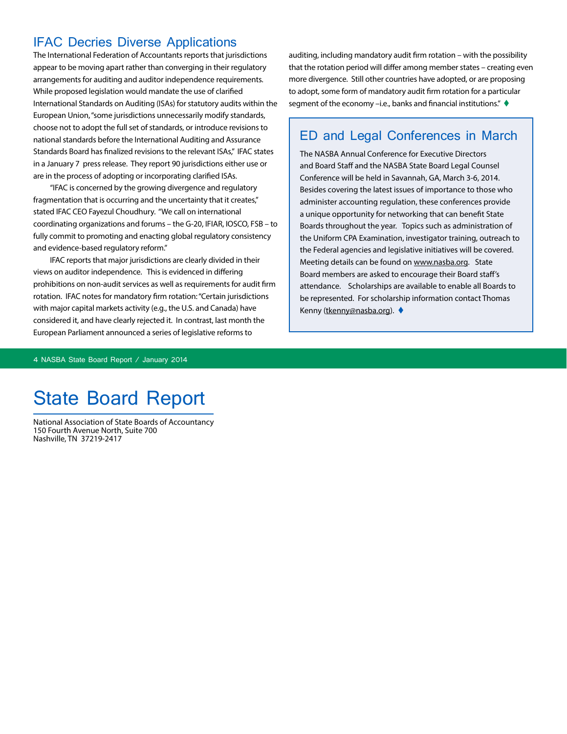## IFAC Decries Diverse Applications

The International Federation of Accountants reports that jurisdictions appear to be moving apart rather than converging in their regulatory arrangements for auditing and auditor independence requirements. While proposed legislation would mandate the use of clarified International Standards on Auditing (ISAs) for statutory audits within the European Union, "some jurisdictions unnecessarily modify standards, choose not to adopt the full set of standards, or introduce revisions to national standards before the International Auditing and Assurance Standards Board has finalized revisions to the relevant ISAs," IFAC states in a January 7 press release. They report 90 jurisdictions either use or are in the process of adopting or incorporating clarified ISAs.

"IFAC is concerned by the growing divergence and regulatory fragmentation that is occurring and the uncertainty that it creates," stated IFAC CEO Fayezul Choudhury. "We call on international coordinating organizations and forums – the G-20, IFIAR, IOSCO, FSB – to fully commit to promoting and enacting global regulatory consistency and evidence-based regulatory reform."

IFAC reports that major jurisdictions are clearly divided in their views on auditor independence. This is evidenced in differing prohibitions on non-audit services as well as requirements for audit firm rotation. IFAC notes for mandatory firm rotation: "Certain jurisdictions with major capital markets activity (e.g., the U.S. and Canada) have considered it, and have clearly rejected it. In contrast, last month the European Parliament announced a series of legislative reforms to auditing, including mandatory audit firm rotation – with the possibility that the rotation period will differ among member states – creating even more divergence. Still other countries have adopted, or are proposing to adopt, some form of mandatory audit firm rotation for a particular segment of the economy –i.e., banks and financial institutions." ♦

## ED and Legal Conferences in March

The NASBA Annual Conference for Executive Directors and Board Staff and the NASBA State Board Legal Counsel Conference will be held in Savannah, GA, March 3-6, 2014. Besides covering the latest issues of importance to those who administer accounting regulation, these conferences provide a unique opportunity for networking that can benefit State Boards throughout the year. Topics such as administration of the Uniform CPA Examination, investigator training, outreach to the Federal agencies and legislative initiatives will be covered. Meeting details can be found on www.nasba.org. State Board members are asked to encourage their Board staff's attendance. Scholarships are available to enable all Boards to be represented. For scholarship information contact Thomas Kenny (tkenny@nasba.org). ♦

# State Board Report

National Association of State Boards of Accountancy
150 Fourth Avenue North, Suite 700
Nashville, TN 37219-2417